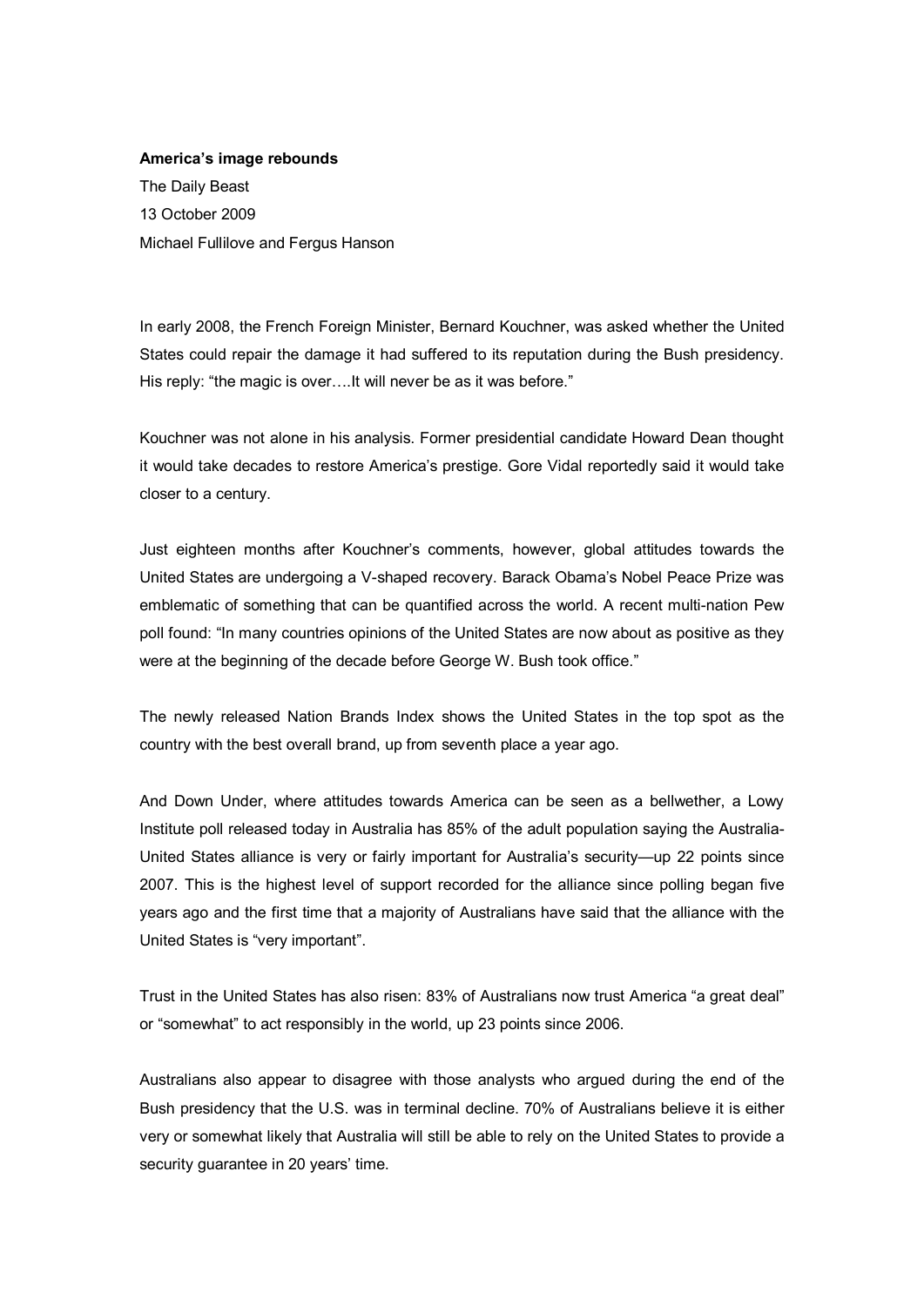**America's image rebounds**

The Daily Beast

13 October 2009

Michael Fullilove and Fergus Hanson

In early 2008, the French Foreign Minister, Bernard Kouchner, was asked whether the United States could repair the damage it had suffered to its reputation during the Bush presidency. His reply: "the magic is over….It will never be as it was before."

Kouchner was not alone in his analysis. Former presidential candidate Howard Dean thought it would take decades to restore America's prestige. Gore Vidal reportedly said it would take closer to a century.

Just eighteen months after Kouchner's comments, however, global attitudes towards the United States are undergoing a V-shaped recovery. Barack Obama's Nobel Peace Prize was emblematic of something that can be quantified across the world. A recent multi-nation Pew poll found: "In many countries opinions of the United States are now about as positive as they were at the beginning of the decade before George W. Bush took office."

The newly released Nation Brands Index shows the United States in the top spot as the country with the best overall brand, up from seventh place a year ago.

And Down Under, where attitudes towards America can be seen as a bellwether, a Lowy Institute poll released today in Australia has 85% of the adult population saying the Australia-United States alliance is very or fairly important for Australia's security—up 22 points since 2007. This is the highest level of support recorded for the alliance since polling began five years ago and the first time that a majority of Australians have said that the alliance with the United States is "very important".

Trust in the United States has also risen: 83% of Australians now trust America "a great deal" or "somewhat" to act responsibly in the world, up 23 points since 2006.

Australians also appear to disagree with those analysts who argued during the end of the Bush presidency that the U.S. was in terminal decline. 70% of Australians believe it is either very or somewhat likely that Australia will still be able to rely on the United States to provide a security guarantee in 20 years' time.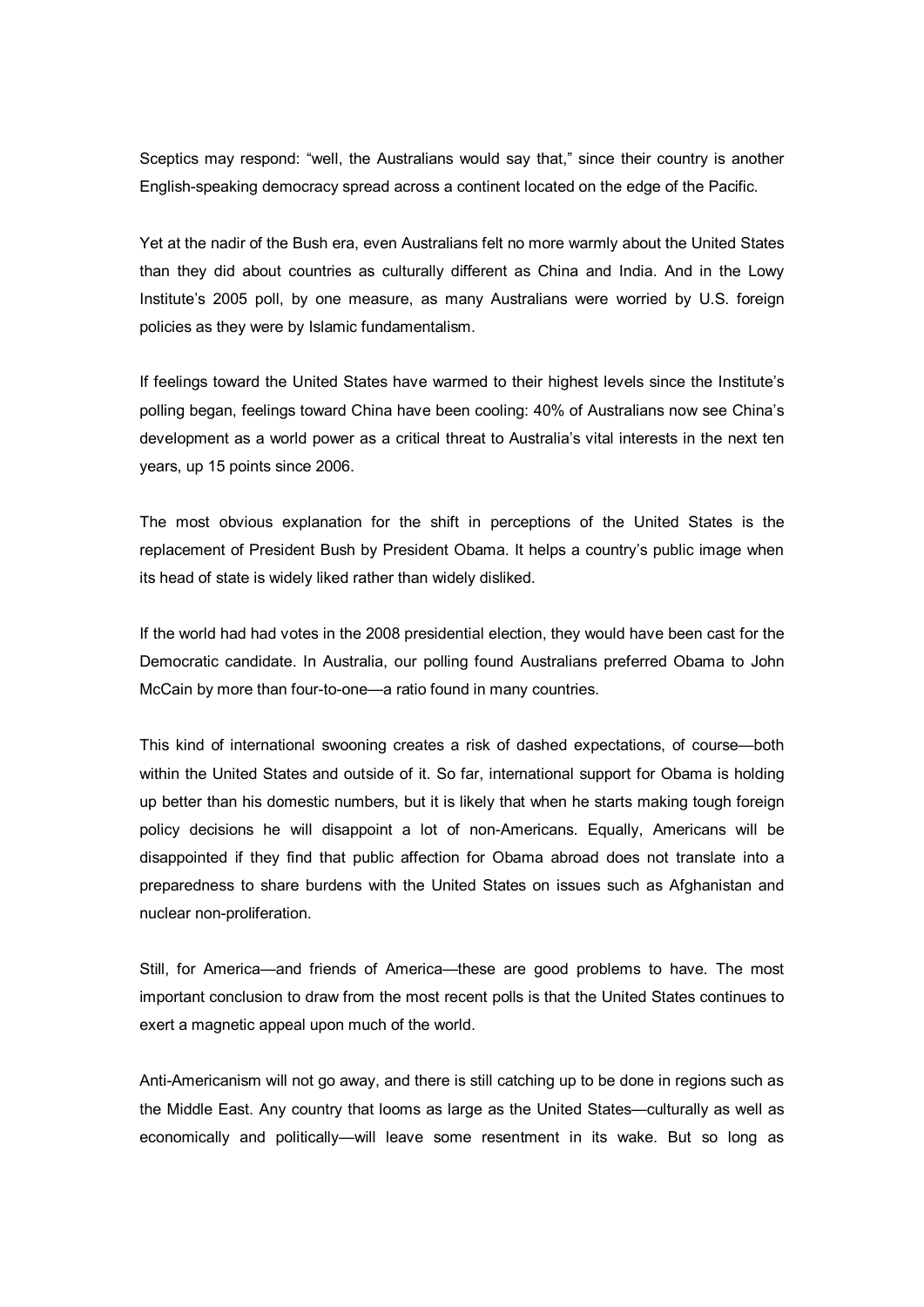Sceptics may respond: "well, the Australians would say that," since their country is another English-speaking democracy spread across a continent located on the edge of the Pacific.

Yet at the nadir of the Bush era, even Australians felt no more warmly about the United States than they did about countries as culturally different as China and India. And in the Lowy Institute's 2005 poll, by one measure, as many Australians were worried by U.S. foreign policies as they were by Islamic fundamentalism.

If feelings toward the United States have warmed to their highest levels since the Institute's polling began, feelings toward China have been cooling: 40% of Australians now see China's development as a world power as a critical threat to Australia's vital interests in the next ten years, up 15 points since 2006.

The most obvious explanation for the shift in perceptions of the United States is the replacement of President Bush by President Obama. It helps a country's public image when its head of state is widely liked rather than widely disliked.

If the world had had votes in the 2008 presidential election, they would have been cast for the Democratic candidate. In Australia, our polling found Australians preferred Obama to John McCain by more than four-to-one—a ratio found in many countries.

This kind of international swooning creates a risk of dashed expectations, of course—both within the United States and outside of it. So far, international support for Obama is holding up better than his domestic numbers, but it is likely that when he starts making tough foreign policy decisions he will disappoint a lot of non-Americans. Equally, Americans will be disappointed if they find that public affection for Obama abroad does not translate into a preparedness to share burdens with the United States on issues such as Afghanistan and nuclear non-proliferation.

Still, for America—and friends of America—these are good problems to have. The most important conclusion to draw from the most recent polls is that the United States continues to exert a magnetic appeal upon much of the world.

Anti-Americanism will not go away, and there is still catching up to be done in regions such as the Middle East. Any country that looms as large as the United States—culturally as well as economically and politically—will leave some resentment in its wake. But so long as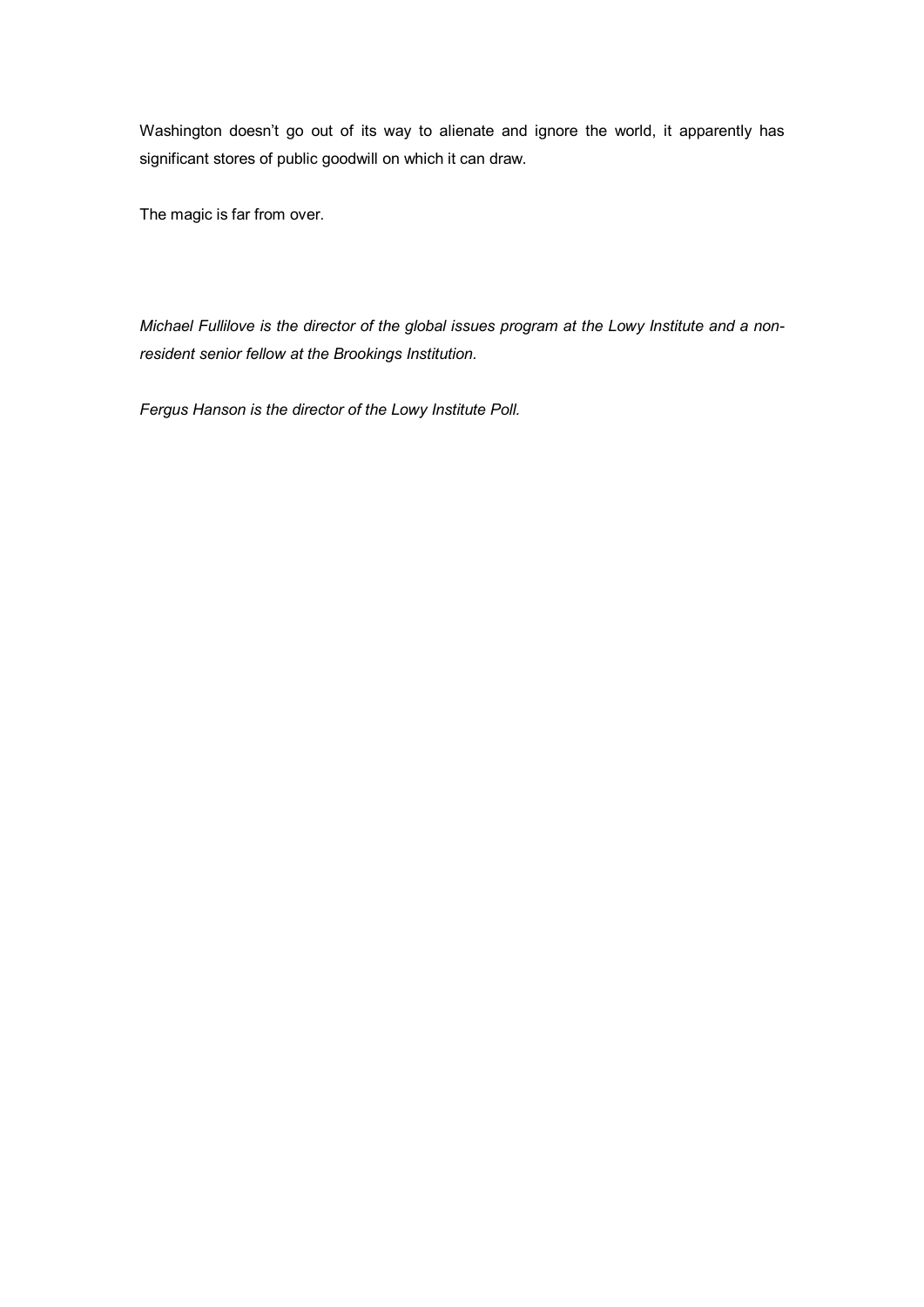Washington doesn't go out of its way to alienate and ignore the world, it apparently has significant stores of public goodwill on which it can draw.

The magic is far from over.

*Michael Fullilove is the director of the global issues program at the Lowy Institute and a non-resident senior fellow at the Brookings Institution.*

*Fergus Hanson is the director of the Lowy Institute Poll.*